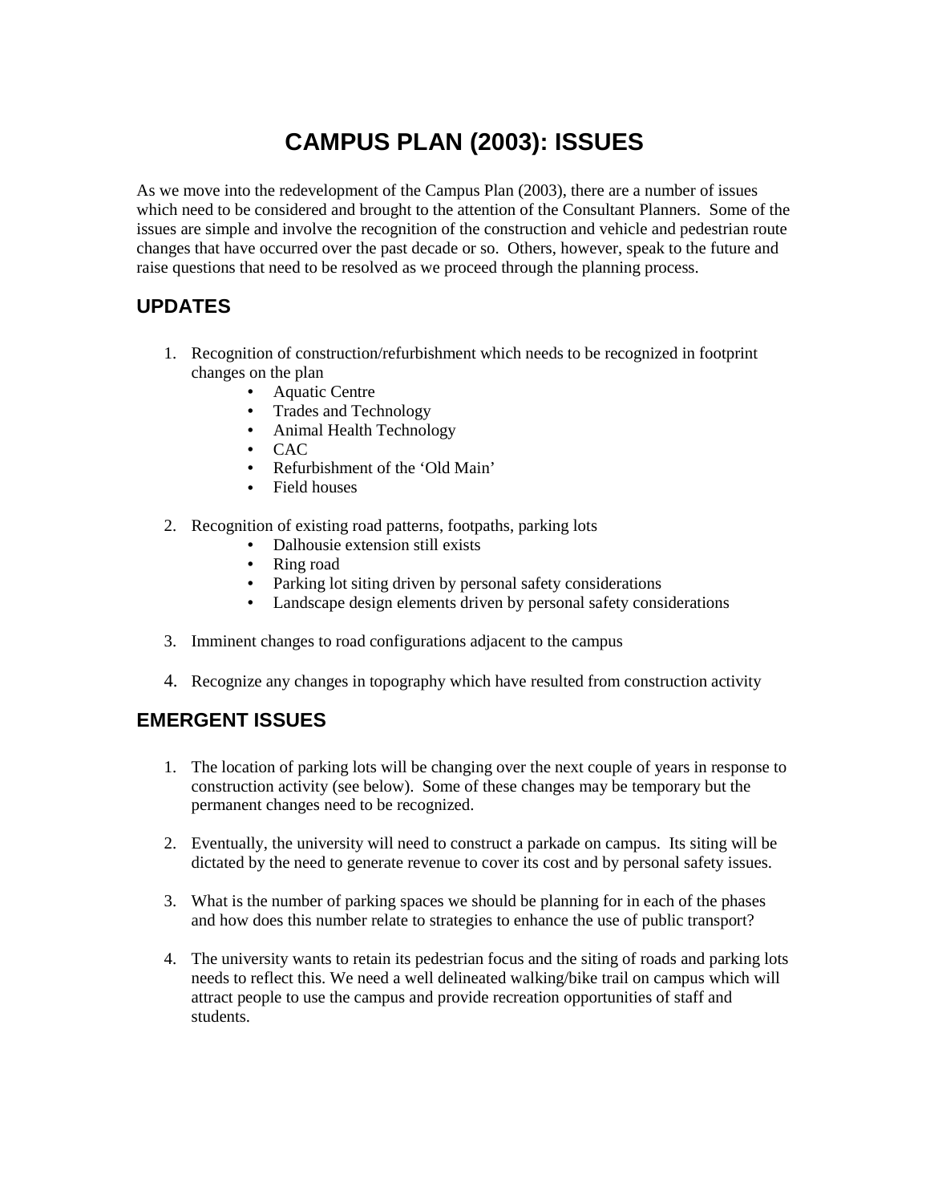# CAMPUS PLAN (2003): ISSUES

As we move into the redevelopment of the Campus Plan (2003), there are a number of issues which need to be considered and brought to the attention of the Consultant Planners. Some of the issues are simple and involve the recognition of the construction and vehicle and pedestrian route changes that have occurred over the past decade or so. Others, however, speak to the future and raise questions that need to be resolved as we proceed through the planning process.

## UPDATES

1. Recognition of construction/refurbishment which needs to be recognized in footprint changes on the plan
    - Aquatic Centre
    - Trades and Technology
    - Animal Health Technology
    - CAC
    - Refurbishment of the 'Old Main'
    - Field houses

2. Recognition of existing road patterns, footpaths, parking lots
    - Dalhousie extension still exists
    - Ring road
    - Parking lot siting driven by personal safety considerations
    - Landscape design elements driven by personal safety considerations

3. Imminent changes to road configurations adjacent to the campus

4. Recognize any changes in topography which have resulted from construction activity

## EMERGENT ISSUES

1. The location of parking lots will be changing over the next couple of years in response to construction activity (see below). Some of these changes may be temporary but the permanent changes need to be recognized.

2. Eventually, the university will need to construct a parkade on campus. Its siting will be dictated by the need to generate revenue to cover its cost and by personal safety issues.

3. What is the number of parking spaces we should be planning for in each of the phases and how does this number relate to strategies to enhance the use of public transport?

4. The university wants to retain its pedestrian focus and the siting of roads and parking lots needs to reflect this. We need a well delineated walking/bike trail on campus which will attract people to use the campus and provide recreation opportunities of staff and students.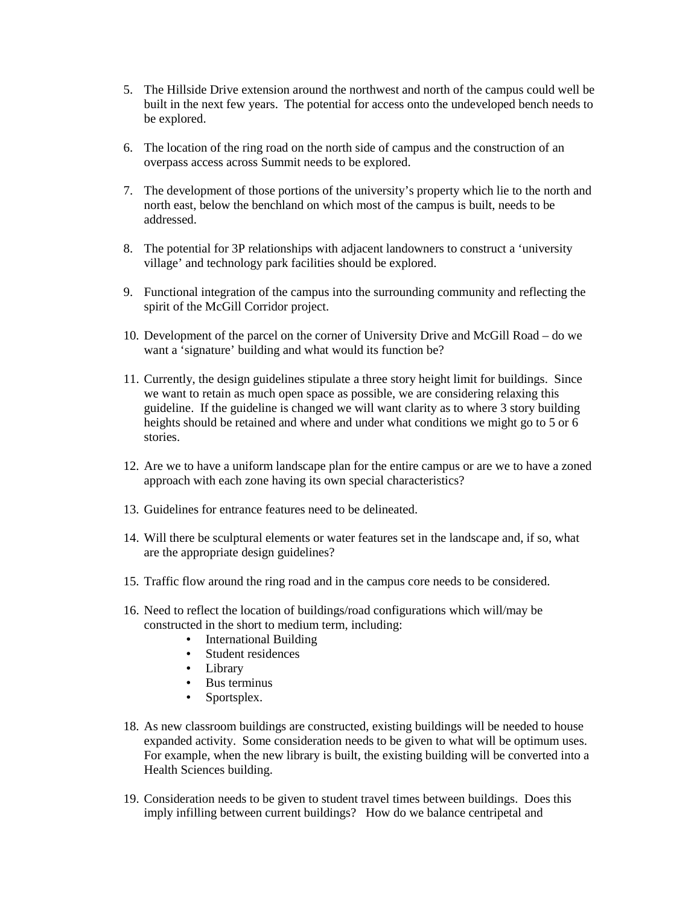5. The Hillside Drive extension around the northwest and north of the campus could well be built in the next few years. The potential for access onto the undeveloped bench needs to be explored.

6. The location of the ring road on the north side of campus and the construction of an overpass access across Summit needs to be explored.

7. The development of those portions of the university's property which lie to the north and north east, below the benchland on which most of the campus is built, needs to be addressed.

8. The potential for 3P relationships with adjacent landowners to construct a 'university village' and technology park facilities should be explored.

9. Functional integration of the campus into the surrounding community and reflecting the spirit of the McGill Corridor project.

10. Development of the parcel on the corner of University Drive and McGill Road – do we want a 'signature' building and what would its function be?

11. Currently, the design guidelines stipulate a three story height limit for buildings. Since we want to retain as much open space as possible, we are considering relaxing this guideline. If the guideline is changed we will want clarity as to where 3 story building heights should be retained and where and under what conditions we might go to 5 or 6 stories.

12. Are we to have a uniform landscape plan for the entire campus or are we to have a zoned approach with each zone having its own special characteristics?

13. Guidelines for entrance features need to be delineated.

14. Will there be sculptural elements or water features set in the landscape and, if so, what are the appropriate design guidelines?

15. Traffic flow around the ring road and in the campus core needs to be considered.

16. Need to reflect the location of buildings/road configurations which will/may be constructed in the short to medium term, including:
    - International Building
    - Student residences
    - Library
    - Bus terminus
    - Sportsplex.

18. As new classroom buildings are constructed, existing buildings will be needed to house expanded activity. Some consideration needs to be given to what will be optimum uses. For example, when the new library is built, the existing building will be converted into a Health Sciences building.

19. Consideration needs to be given to student travel times between buildings. Does this imply infilling between current buildings? How do we balance centripetal and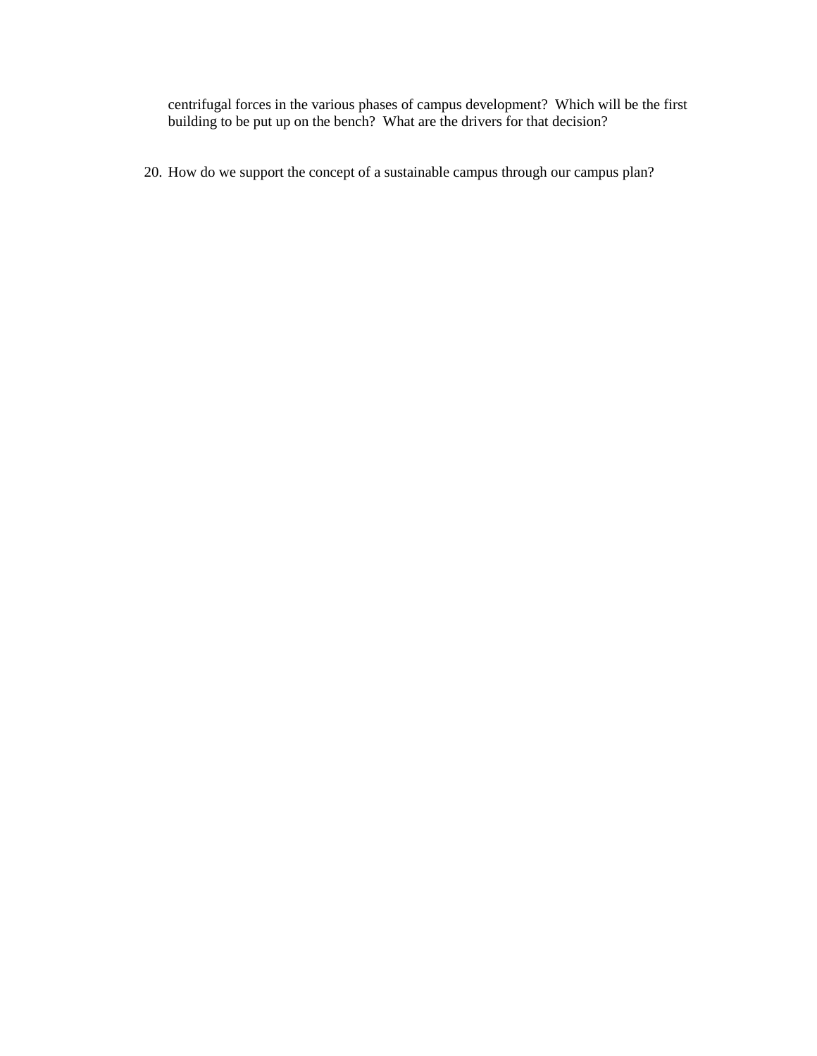centrifugal forces in the various phases of campus development? Which will be the first building to be put up on the bench? What are the drivers for that decision?

20. How do we support the concept of a sustainable campus through our campus plan?